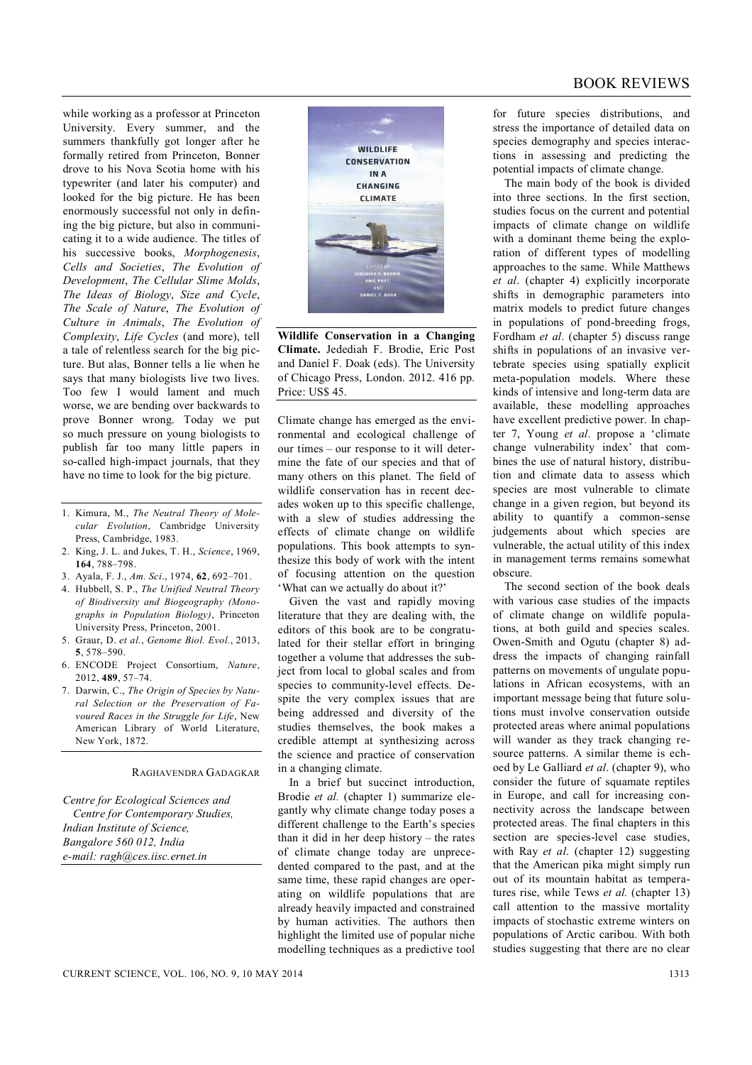while working as a professor at Princeton University. Every summer, and the summers thankfully got longer after he formally retired from Princeton, Bonner drove to his Nova Scotia home with his typewriter (and later his computer) and looked for the big picture. He has been enormously successful not only in defining the big picture, but also in communicating it to a wide audience. The titles of his successive books, *Morphogenesis*, *Cells and Societies*, *The Evolution of Development*, *The Cellular Slime Molds*, *The Ideas of Biology*, *Size and Cycle*, *The Scale of Nature*, *The Evolution of Culture in Animals*, *The Evolution of Complexity*, *Life Cycles* (and more), tell a tale of relentless search for the big picture. But alas, Bonner tells a lie when he says that many biologists live two lives. Too few I would lament and much worse, we are bending over backwards to prove Bonner wrong. Today we put so much pressure on young biologists to publish far too many little papers in so-called high-impact journals, that they have no time to look for the big picture.

1. Kimura, M., *The Neutral Theory of Molecular Evolution*, Cambridge University Press, Cambridge, 1983.
2. King, J. L. and Jukes, T. H., *Science*, 1969, **164**, 788–798.
3. Ayala, F. J., *Am. Sci*., 1974, **62**, 692–701.
4. Hubbell, S. P., *The Unified Neutral Theory of Biodiversity and Biogeography (Monographs in Population Biology)*, Princeton University Press, Princeton, 2001.
5. Graur, D. *et al.*, *Genome Biol. Evol.*, 2013, **5**, 578–590.
6. ENCODE Project Consortium, *Nature*, 2012, **489**, 57–74.
7. Darwin, C., *The Origin of Species by Natural Selection or the Preservation of Favoured Races in the Struggle for Life*, New American Library of World Literature, New York, 1872.

RAGHAVENDRA GADAGKAR

*Centre for Ecological Sciences and Centre for Contemporary Studies, Indian Institute of Science, Bangalore 560 012, India*
*e-mail: ragh@ces.iisc.ernet.in*

**Wildlife Conservation in a Changing Climate.** Jedediah F. Brodie, Eric Post and Daniel F. Doak (eds). The University of Chicago Press, London. 2012. 416 pp. Price: US$ 45.

Climate change has emerged as the environmental and ecological challenge of our times – our response to it will determine the fate of our species and that of many others on this planet. The field of wildlife conservation has in recent decades woken up to this specific challenge, with a slew of studies addressing the effects of climate change on wildlife populations. This book attempts to synthesize this body of work with the intent of focusing attention on the question 'What can we actually do about it?'

Given the vast and rapidly moving literature that they are dealing with, the editors of this book are to be congratulated for their stellar effort in bringing together a volume that addresses the subject from local to global scales and from species to community-level effects. Despite the very complex issues that are being addressed and diversity of the studies themselves, the book makes a credible attempt at synthesizing across the science and practice of conservation in a changing climate.

In a brief but succinct introduction, Brodie *et al.* (chapter 1) summarize elegantly why climate change today poses a different challenge to the Earth's species than it did in her deep history – the rates of climate change today are unprecedented compared to the past, and at the same time, these rapid changes are operating on wildlife populations that are already heavily impacted and constrained by human activities. The authors then highlight the limited use of popular niche modelling techniques as a predictive tool for future species distributions, and stress the importance of detailed data on species demography and species interactions in assessing and predicting the potential impacts of climate change.

The main body of the book is divided into three sections. In the first section, studies focus on the current and potential impacts of climate change on wildlife with a dominant theme being the exploration of different types of modelling approaches to the same. While Matthews *et al*. (chapter 4) explicitly incorporate shifts in demographic parameters into matrix models to predict future changes in populations of pond-breeding frogs, Fordham *et al*. (chapter 5) discuss range shifts in populations of an invasive vertebrate species using spatially explicit meta-population models. Where these kinds of intensive and long-term data are available, these modelling approaches have excellent predictive power. In chapter 7, Young *et al*. propose a 'climate change vulnerability index' that combines the use of natural history, distribution and climate data to assess which species are most vulnerable to climate change in a given region, but beyond its ability to quantify a common-sense judgements about which species are vulnerable, the actual utility of this index in management terms remains somewhat obscure.

The second section of the book deals with various case studies of the impacts of climate change on wildlife populations, at both guild and species scales. Owen-Smith and Ogutu (chapter 8) address the impacts of changing rainfall patterns on movements of ungulate populations in African ecosystems, with an important message being that future solutions must involve conservation outside protected areas where animal populations will wander as they track changing resource patterns. A similar theme is echoed by Le Galliard *et al*. (chapter 9), who consider the future of squamate reptiles in Europe, and call for increasing connectivity across the landscape between protected areas. The final chapters in this section are species-level case studies, with Ray *et al*. (chapter 12) suggesting that the American pika might simply run out of its mountain habitat as temperatures rise, while Tews *et al.* (chapter 13) call attention to the massive mortality impacts of stochastic extreme winters on populations of Arctic caribou. With both studies suggesting that there are no clear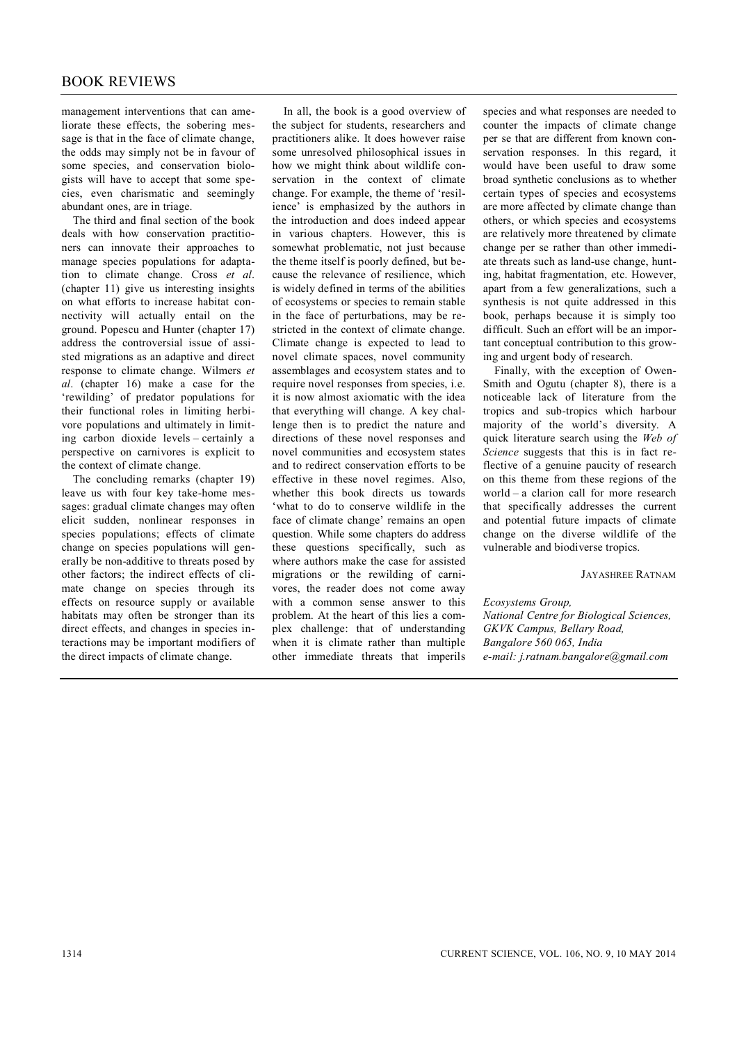management interventions that can ameliorate these effects, the sobering message is that in the face of climate change, the odds may simply not be in favour of some species, and conservation biologists will have to accept that some species, even charismatic and seemingly abundant ones, are in triage.

The third and final section of the book deals with how conservation practitioners can innovate their approaches to manage species populations for adaptation to climate change. Cross *et al*. (chapter 11) give us interesting insights on what efforts to increase habitat connectivity will actually entail on the ground. Popescu and Hunter (chapter 17) address the controversial issue of assisted migrations as an adaptive and direct response to climate change. Wilmers *et al*. (chapter 16) make a case for the 'rewilding' of predator populations for their functional roles in limiting herbivore populations and ultimately in limiting carbon dioxide levels – certainly a perspective on carnivores is explicit to the context of climate change.

The concluding remarks (chapter 19) leave us with four key take-home messages: gradual climate changes may often elicit sudden, nonlinear responses in species populations; effects of climate change on species populations will generally be non-additive to threats posed by other factors; the indirect effects of climate change on species through its effects on resource supply or available habitats may often be stronger than its direct effects, and changes in species interactions may be important modifiers of the direct impacts of climate change.

In all, the book is a good overview of the subject for students, researchers and practitioners alike. It does however raise some unresolved philosophical issues in how we might think about wildlife conservation in the context of climate change. For example, the theme of 'resilience' is emphasized by the authors in the introduction and does indeed appear in various chapters. However, this is somewhat problematic, not just because the theme itself is poorly defined, but because the relevance of resilience, which is widely defined in terms of the abilities of ecosystems or species to remain stable in the face of perturbations, may be restricted in the context of climate change. Climate change is expected to lead to novel climate spaces, novel community assemblages and ecosystem states and to require novel responses from species, i.e. it is now almost axiomatic with the idea that everything will change. A key challenge then is to predict the nature and directions of these novel responses and novel communities and ecosystem states and to redirect conservation efforts to be effective in these novel regimes. Also, whether this book directs us towards 'what to do to conserve wildlife in the face of climate change' remains an open question. While some chapters do address these questions specifically, such as where authors make the case for assisted migrations or the rewilding of carnivores, the reader does not come away with a common sense answer to this problem. At the heart of this lies a complex challenge: that of understanding when it is climate rather than multiple other immediate threats that imperils species and what responses are needed to counter the impacts of climate change per se that are different from known conservation responses. In this regard, it would have been useful to draw some broad synthetic conclusions as to whether certain types of species and ecosystems are more affected by climate change than others, or which species and ecosystems are relatively more threatened by climate change per se rather than other immediate threats such as land-use change, hunting, habitat fragmentation, etc. However, apart from a few generalizations, such a synthesis is not quite addressed in this book, perhaps because it is simply too difficult. Such an effort will be an important conceptual contribution to this growing and urgent body of research.

Finally, with the exception of Owen-Smith and Ogutu (chapter 8), there is a noticeable lack of literature from the tropics and sub-tropics which harbour majority of the world's diversity. A quick literature search using the *Web of Science* suggests that this is in fact reflective of a genuine paucity of research on this theme from these regions of the world – a clarion call for more research that specifically addresses the current and potential future impacts of climate change on the diverse wildlife of the vulnerable and biodiverse tropics.

JAYASHREE RATNAM

*Ecosystems Group,*
*National Centre for Biological Sciences,*
*GKVK Campus, Bellary Road,*
*Bangalore 560 065, India*
*e-mail: j.ratnam.bangalore@gmail.com*